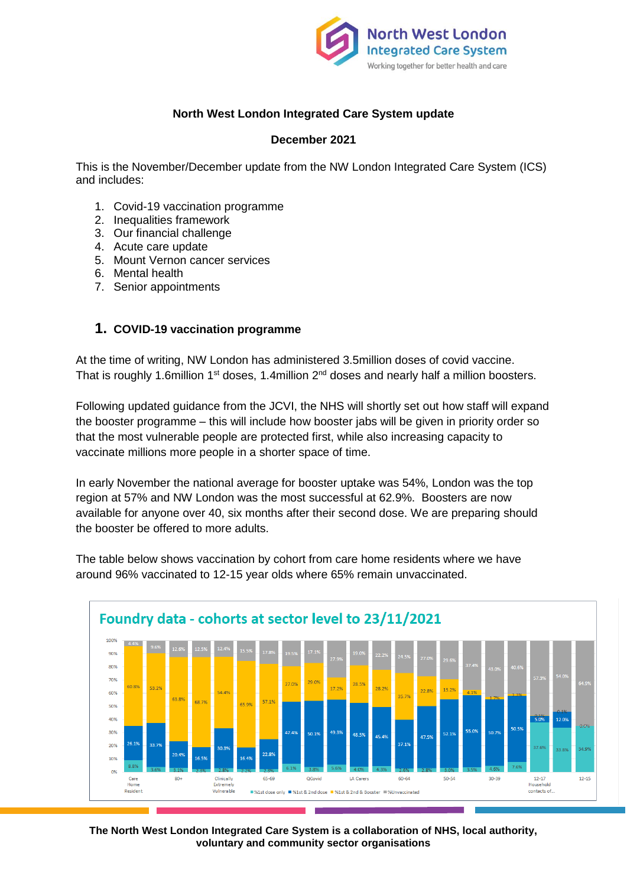## North West London Integrated Care System update

**December 2021**

This is the November/December update from the NW London Integrated Care System (ICS) and includes:

1. Covid-19 vaccination programme
2. Inequalities framework
3. Our financial challenge
4. Acute care update
5. Mount Vernon cancer services
6. Mental health
7. Senior appointments

## 1. COVID-19 vaccination programme

At the time of writing, NW London has administered 3.5million doses of covid vaccine. That is roughly 1.6million 1st doses, 1.4million 2nd doses and nearly half a million boosters.

Following updated guidance from the JCVI, the NHS will shortly set out how staff will expand the booster programme – this will include how booster jabs will be given in priority order so that the most vulnerable people are protected first, while also increasing capacity to vaccinate millions more people in a shorter space of time.

In early November the national average for booster uptake was 54%, London was the top region at 57% and NW London was the most successful at 62.9%. Boosters are now available for anyone over 40, six months after their second dose. We are preparing should the booster be offered to more adults.

The table below shows vaccination by cohort from care home residents where we have around 96% vaccinated to 12-15 year olds where 65% remain unvaccinated.

**Foundry data - cohorts at sector level to 23/11/2021**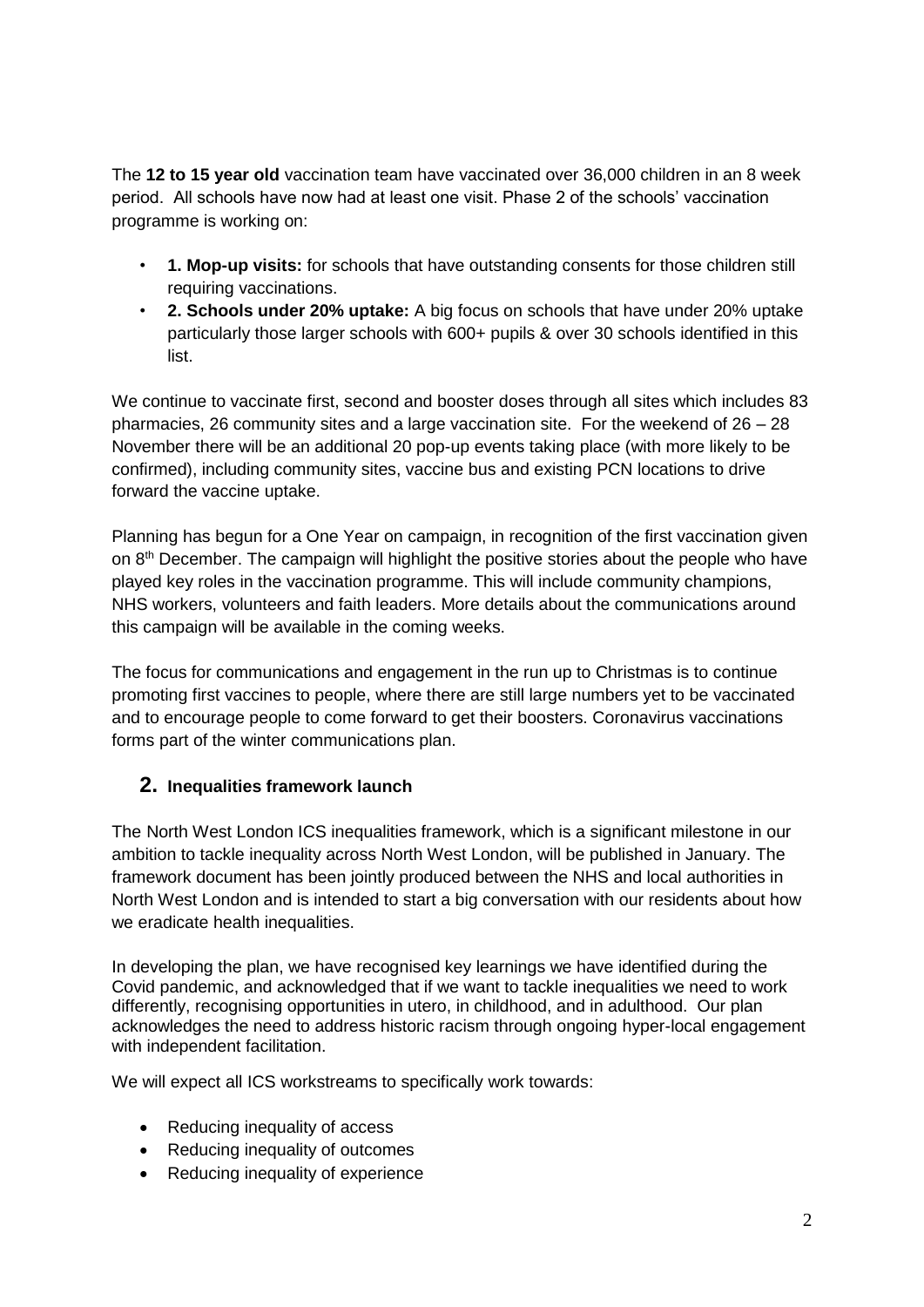The **12 to 15 year old** vaccination team have vaccinated over 36,000 children in an 8 week period. All schools have now had at least one visit. Phase 2 of the schools' vaccination programme is working on:

- **1. Mop-up visits:** for schools that have outstanding consents for those children still requiring vaccinations.
- **2. Schools under 20% uptake:** A big focus on schools that have under 20% uptake particularly those larger schools with 600+ pupils & over 30 schools identified in this list.

We continue to vaccinate first, second and booster doses through all sites which includes 83 pharmacies, 26 community sites and a large vaccination site. For the weekend of 26 – 28 November there will be an additional 20 pop-up events taking place (with more likely to be confirmed), including community sites, vaccine bus and existing PCN locations to drive forward the vaccine uptake.

Planning has begun for a One Year on campaign, in recognition of the first vaccination given on 8th December. The campaign will highlight the positive stories about the people who have played key roles in the vaccination programme. This will include community champions, NHS workers, volunteers and faith leaders. More details about the communications around this campaign will be available in the coming weeks.

The focus for communications and engagement in the run up to Christmas is to continue promoting first vaccines to people, where there are still large numbers yet to be vaccinated and to encourage people to come forward to get their boosters. Coronavirus vaccinations forms part of the winter communications plan.

## 2. Inequalities framework launch

The North West London ICS inequalities framework, which is a significant milestone in our ambition to tackle inequality across North West London, will be published in January. The framework document has been jointly produced between the NHS and local authorities in North West London and is intended to start a big conversation with our residents about how we eradicate health inequalities.

In developing the plan, we have recognised key learnings we have identified during the Covid pandemic, and acknowledged that if we want to tackle inequalities we need to work differently, recognising opportunities in utero, in childhood, and in adulthood. Our plan acknowledges the need to address historic racism through ongoing hyper-local engagement with independent facilitation.

We will expect all ICS workstreams to specifically work towards:

- Reducing inequality of access
- Reducing inequality of outcomes
- Reducing inequality of experience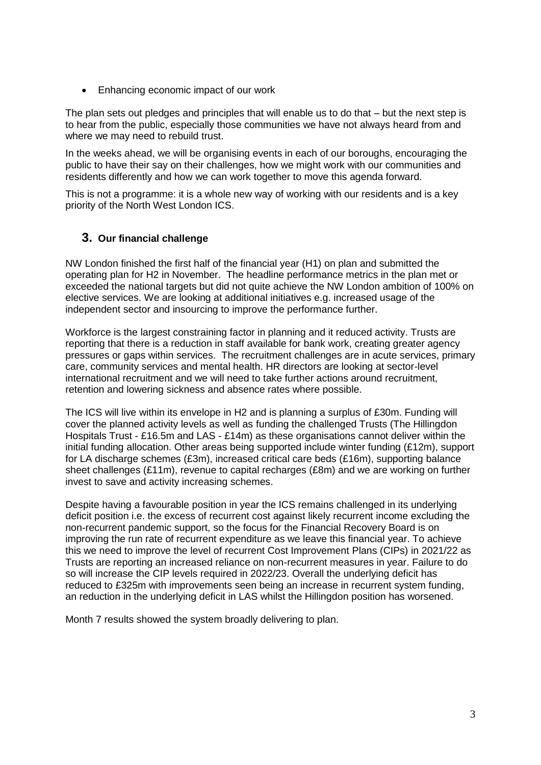- Enhancing economic impact of our work

The plan sets out pledges and principles that will enable us to do that – but the next step is to hear from the public, especially those communities we have not always heard from and where we may need to rebuild trust.

In the weeks ahead, we will be organising events in each of our boroughs, encouraging the public to have their say on their challenges, how we might work with our communities and residents differently and how we can work together to move this agenda forward.

This is not a programme: it is a whole new way of working with our residents and is a key priority of the North West London ICS.

## 3. Our financial challenge

NW London finished the first half of the financial year (H1) on plan and submitted the operating plan for H2 in November. The headline performance metrics in the plan met or exceeded the national targets but did not quite achieve the NW London ambition of 100% on elective services. We are looking at additional initiatives e.g. increased usage of the independent sector and insourcing to improve the performance further.

Workforce is the largest constraining factor in planning and it reduced activity. Trusts are reporting that there is a reduction in staff available for bank work, creating greater agency pressures or gaps within services. The recruitment challenges are in acute services, primary care, community services and mental health. HR directors are looking at sector-level international recruitment and we will need to take further actions around recruitment, retention and lowering sickness and absence rates where possible.

The ICS will live within its envelope in H2 and is planning a surplus of £30m. Funding will cover the planned activity levels as well as funding the challenged Trusts (The Hillingdon Hospitals Trust - £16.5m and LAS - £14m) as these organisations cannot deliver within the initial funding allocation. Other areas being supported include winter funding (£12m), support for LA discharge schemes (£3m), increased critical care beds (£16m), supporting balance sheet challenges (£11m), revenue to capital recharges (£8m) and we are working on further invest to save and activity increasing schemes.

Despite having a favourable position in year the ICS remains challenged in its underlying deficit position i.e. the excess of recurrent cost against likely recurrent income excluding the non-recurrent pandemic support, so the focus for the Financial Recovery Board is on improving the run rate of recurrent expenditure as we leave this financial year. To achieve this we need to improve the level of recurrent Cost Improvement Plans (CIPs) in 2021/22 as Trusts are reporting an increased reliance on non-recurrent measures in year. Failure to do so will increase the CIP levels required in 2022/23. Overall the underlying deficit has reduced to £325m with improvements seen being an increase in recurrent system funding, an reduction in the underlying deficit in LAS whilst the Hillingdon position has worsened.

Month 7 results showed the system broadly delivering to plan.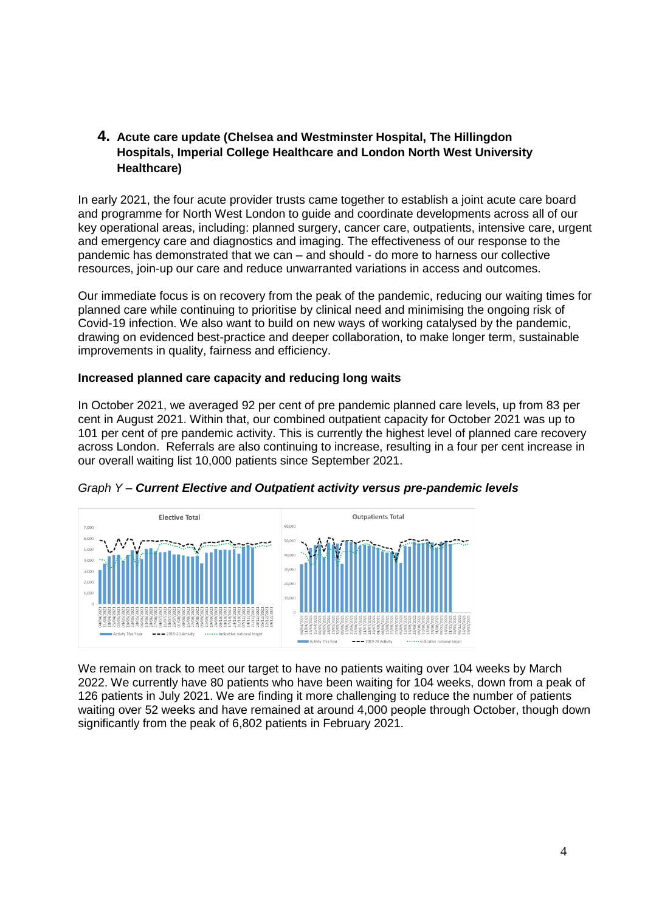## 4. Acute care update (Chelsea and Westminster Hospital, The Hillingdon Hospitals, Imperial College Healthcare and London North West University Healthcare)

In early 2021, the four acute provider trusts came together to establish a joint acute care board and programme for North West London to guide and coordinate developments across all of our key operational areas, including: planned surgery, cancer care, outpatients, intensive care, urgent and emergency care and diagnostics and imaging. The effectiveness of our response to the pandemic has demonstrated that we can – and should - do more to harness our collective resources, join-up our care and reduce unwarranted variations in access and outcomes.

Our immediate focus is on recovery from the peak of the pandemic, reducing our waiting times for planned care while continuing to prioritise by clinical need and minimising the ongoing risk of Covid-19 infection. We also want to build on new ways of working catalysed by the pandemic, drawing on evidenced best-practice and deeper collaboration, to make longer term, sustainable improvements in quality, fairness and efficiency.

**Increased planned care capacity and reducing long waits**

In October 2021, we averaged 92 per cent of pre pandemic planned care levels, up from 83 per cent in August 2021. Within that, our combined outpatient capacity for October 2021 was up to 101 per cent of pre pandemic activity. This is currently the highest level of planned care recovery across London. Referrals are also continuing to increase, resulting in a four per cent increase in our overall waiting list 10,000 patients since September 2021.

*Graph Y – **Current Elective and Outpatient activity versus pre-pandemic levels***

We remain on track to meet our target to have no patients waiting over 104 weeks by March 2022. We currently have 80 patients who have been waiting for 104 weeks, down from a peak of 126 patients in July 2021. We are finding it more challenging to reduce the number of patients waiting over 52 weeks and have remained at around 4,000 people through October, though down significantly from the peak of 6,802 patients in February 2021.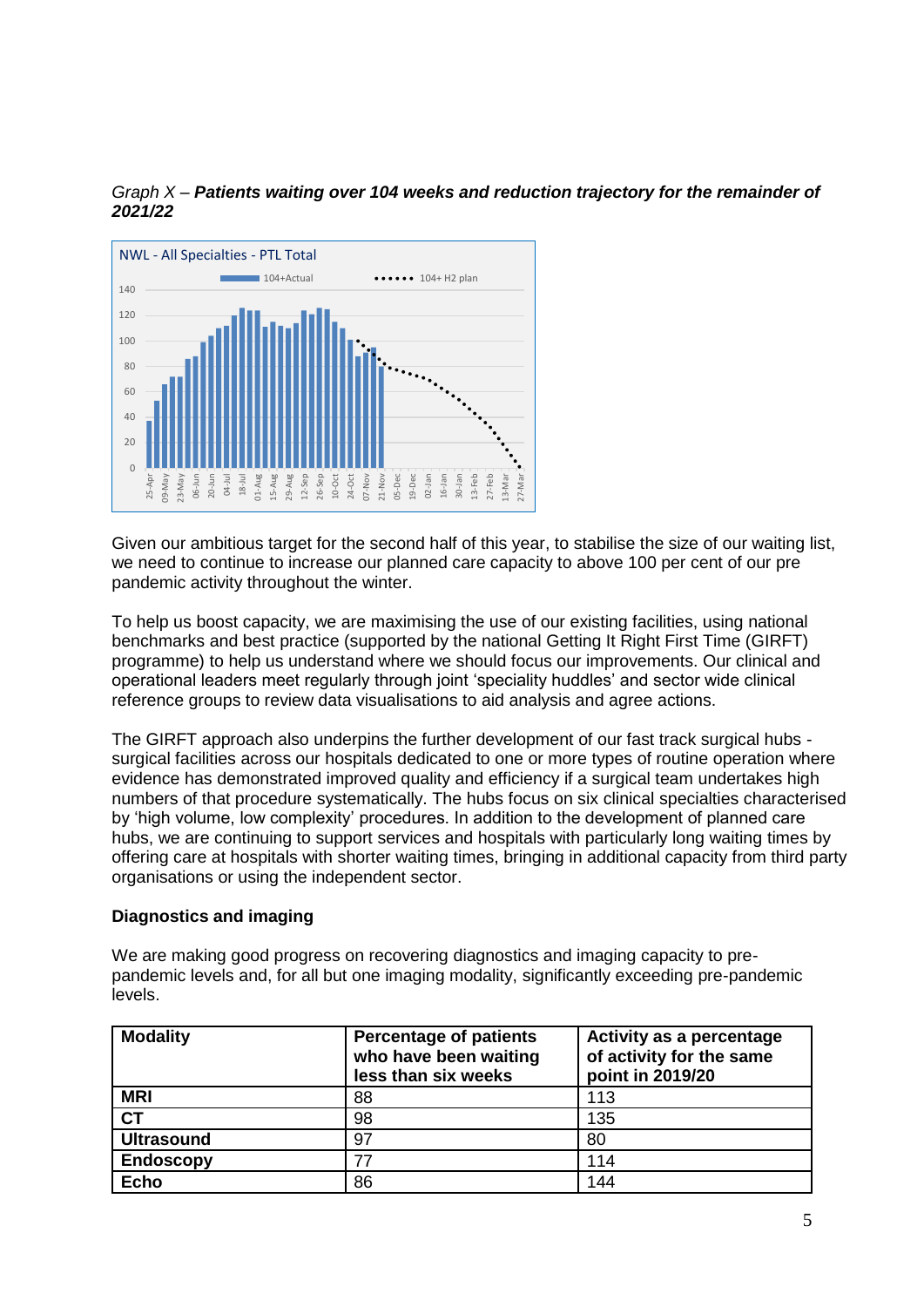*Graph X – **Patients waiting over 104 weeks and reduction trajectory for the remainder of 2021/22***

Given our ambitious target for the second half of this year, to stabilise the size of our waiting list, we need to continue to increase our planned care capacity to above 100 per cent of our pre pandemic activity throughout the winter.

To help us boost capacity, we are maximising the use of our existing facilities, using national benchmarks and best practice (supported by the national Getting It Right First Time (GIRFT) programme) to help us understand where we should focus our improvements. Our clinical and operational leaders meet regularly through joint 'speciality huddles' and sector wide clinical reference groups to review data visualisations to aid analysis and agree actions.

The GIRFT approach also underpins the further development of our fast track surgical hubs - surgical facilities across our hospitals dedicated to one or more types of routine operation where evidence has demonstrated improved quality and efficiency if a surgical team undertakes high numbers of that procedure systematically. The hubs focus on six clinical specialties characterised by 'high volume, low complexity' procedures. In addition to the development of planned care hubs, we are continuing to support services and hospitals with particularly long waiting times by offering care at hospitals with shorter waiting times, bringing in additional capacity from third party organisations or using the independent sector.

**Diagnostics and imaging**

We are making good progress on recovering diagnostics and imaging capacity to pre-pandemic levels and, for all but one imaging modality, significantly exceeding pre-pandemic levels.

| Modality | Percentage of patients who have been waiting less than six weeks | Activity as a percentage of activity for the same point in 2019/20 |
|---|---|---|
| **MRI** | 88 | 113 |
| **CT** | 98 | 135 |
| **Ultrasound** | 97 | 80 |
| **Endoscopy** | 77 | 114 |
| **Echo** | 86 | 144 |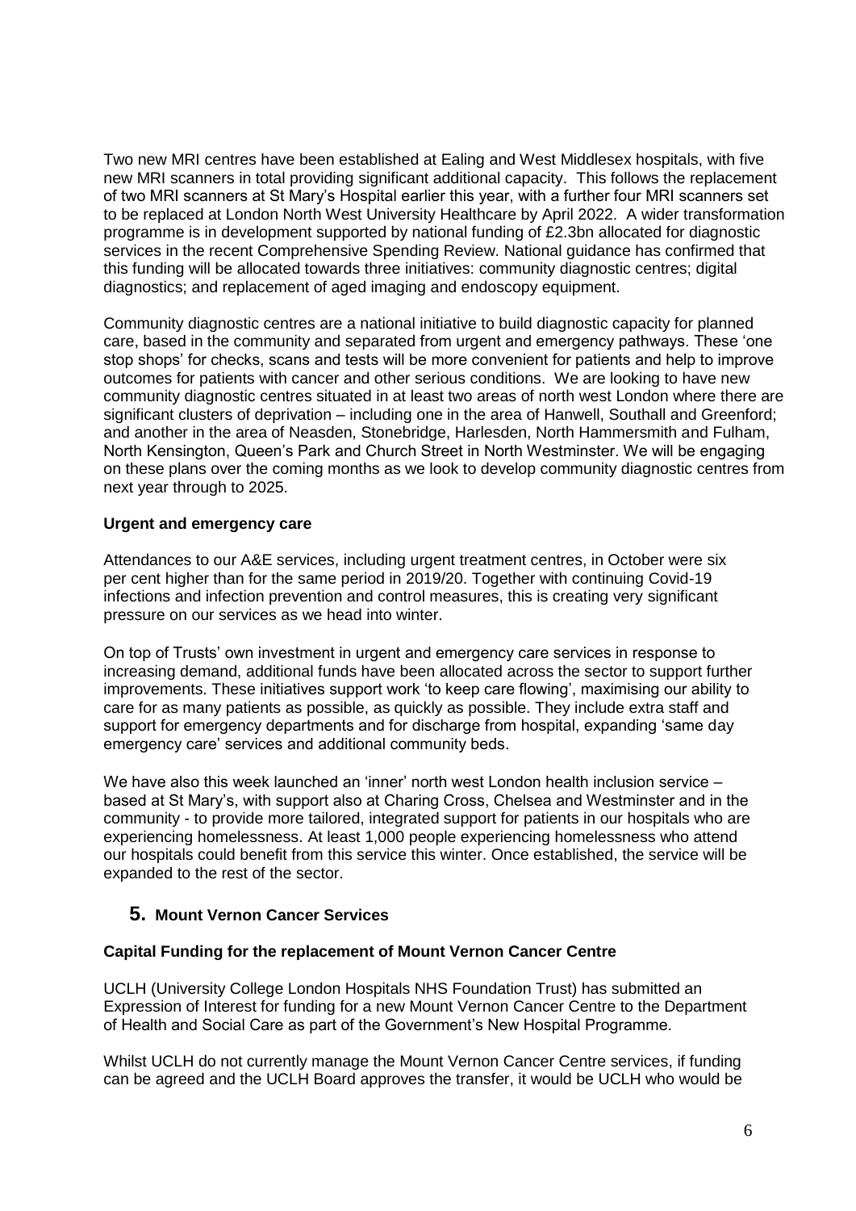Two new MRI centres have been established at Ealing and West Middlesex hospitals, with five new MRI scanners in total providing significant additional capacity. This follows the replacement of two MRI scanners at St Mary's Hospital earlier this year, with a further four MRI scanners set to be replaced at London North West University Healthcare by April 2022. A wider transformation programme is in development supported by national funding of £2.3bn allocated for diagnostic services in the recent Comprehensive Spending Review. National guidance has confirmed that this funding will be allocated towards three initiatives: community diagnostic centres; digital diagnostics; and replacement of aged imaging and endoscopy equipment.

Community diagnostic centres are a national initiative to build diagnostic capacity for planned care, based in the community and separated from urgent and emergency pathways. These 'one stop shops' for checks, scans and tests will be more convenient for patients and help to improve outcomes for patients with cancer and other serious conditions. We are looking to have new community diagnostic centres situated in at least two areas of north west London where there are significant clusters of deprivation – including one in the area of Hanwell, Southall and Greenford; and another in the area of Neasden, Stonebridge, Harlesden, North Hammersmith and Fulham, North Kensington, Queen's Park and Church Street in North Westminster. We will be engaging on these plans over the coming months as we look to develop community diagnostic centres from next year through to 2025.

**Urgent and emergency care**

Attendances to our A&E services, including urgent treatment centres, in October were six per cent higher than for the same period in 2019/20. Together with continuing Covid-19 infections and infection prevention and control measures, this is creating very significant pressure on our services as we head into winter.

On top of Trusts' own investment in urgent and emergency care services in response to increasing demand, additional funds have been allocated across the sector to support further improvements. These initiatives support work 'to keep care flowing', maximising our ability to care for as many patients as possible, as quickly as possible. They include extra staff and support for emergency departments and for discharge from hospital, expanding 'same day emergency care' services and additional community beds.

We have also this week launched an 'inner' north west London health inclusion service – based at St Mary's, with support also at Charing Cross, Chelsea and Westminster and in the community - to provide more tailored, integrated support for patients in our hospitals who are experiencing homelessness. At least 1,000 people experiencing homelessness who attend our hospitals could benefit from this service this winter. Once established, the service will be expanded to the rest of the sector.

## 5. Mount Vernon Cancer Services

**Capital Funding for the replacement of Mount Vernon Cancer Centre**

UCLH (University College London Hospitals NHS Foundation Trust) has submitted an Expression of Interest for funding for a new Mount Vernon Cancer Centre to the Department of Health and Social Care as part of the Government's New Hospital Programme.

Whilst UCLH do not currently manage the Mount Vernon Cancer Centre services, if funding can be agreed and the UCLH Board approves the transfer, it would be UCLH who would be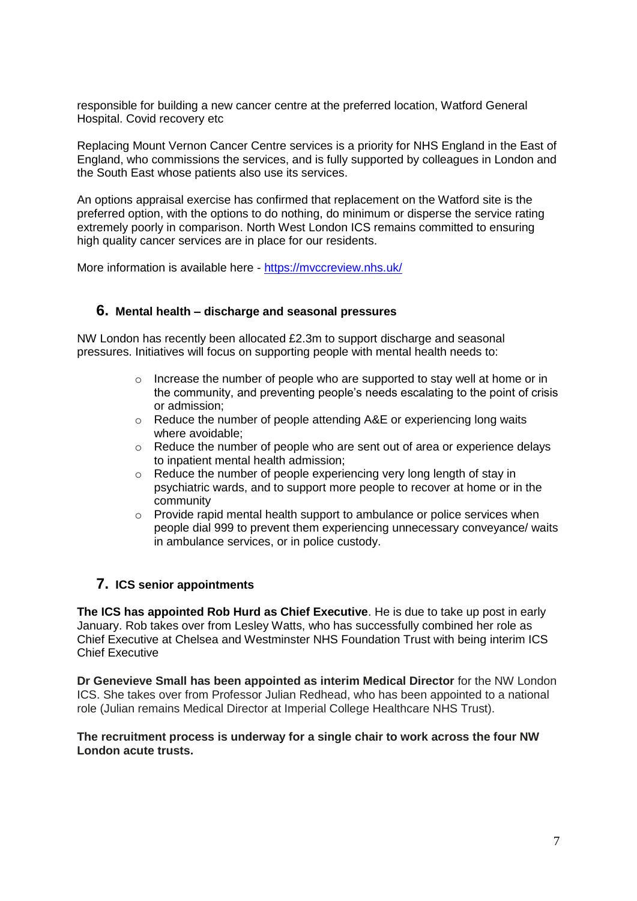responsible for building a new cancer centre at the preferred location, Watford General Hospital. Covid recovery etc

Replacing Mount Vernon Cancer Centre services is a priority for NHS England in the East of England, who commissions the services, and is fully supported by colleagues in London and the South East whose patients also use its services.

An options appraisal exercise has confirmed that replacement on the Watford site is the preferred option, with the options to do nothing, do minimum or disperse the service rating extremely poorly in comparison. North West London ICS remains committed to ensuring high quality cancer services are in place for our residents.

More information is available here - https://mvccreview.nhs.uk/

## 6. Mental health – discharge and seasonal pressures

NW London has recently been allocated £2.3m to support discharge and seasonal pressures. Initiatives will focus on supporting people with mental health needs to:

- Increase the number of people who are supported to stay well at home or in the community, and preventing people's needs escalating to the point of crisis or admission;
- Reduce the number of people attending A&E or experiencing long waits where avoidable;
- Reduce the number of people who are sent out of area or experience delays to inpatient mental health admission;
- Reduce the number of people experiencing very long length of stay in psychiatric wards, and to support more people to recover at home or in the community
- Provide rapid mental health support to ambulance or police services when people dial 999 to prevent them experiencing unnecessary conveyance/ waits in ambulance services, or in police custody.

## 7. ICS senior appointments

**The ICS has appointed Rob Hurd as Chief Executive**. He is due to take up post in early January. Rob takes over from Lesley Watts, who has successfully combined her role as Chief Executive at Chelsea and Westminster NHS Foundation Trust with being interim ICS Chief Executive

**Dr Genevieve Small has been appointed as interim Medical Director** for the NW London ICS. She takes over from Professor Julian Redhead, who has been appointed to a national role (Julian remains Medical Director at Imperial College Healthcare NHS Trust).

**The recruitment process is underway for a single chair to work across the four NW London acute trusts.**